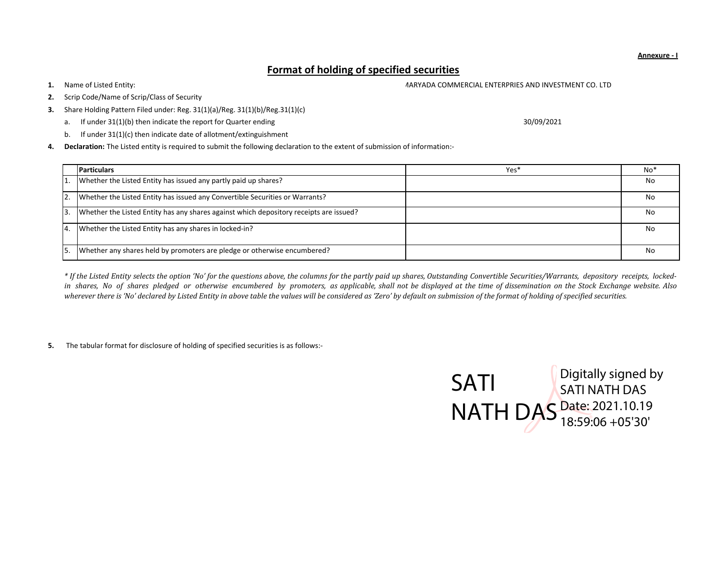**Annexure - I**

## Format of holding of specified securities

1. Name of Listed Entity: /ARYADA COMMERCIAL ENTERPRIES AND INVESTMENT CO. LTD
2. Scrip Code/Name of Scrip/Class of Security
3. Share Holding Pattern Filed under: Reg. 31(1)(a)/Reg. 31(1)(b)/Reg.31(1)(c)
   a. If under 31(1)(b) then indicate the report for Quarter ending 30/09/2021
   b. If under 31(1)(c) then indicate date of allotment/extinguishment
4. **Declaration:** The Listed entity is required to submit the following declaration to the extent of submission of information:-

| | Particulars | Yes* | No* |
|---|---|---|---|
| 1. | Whether the Listed Entity has issued any partly paid up shares? | | No |
| 2. | Whether the Listed Entity has issued any Convertible Securities or Warrants? | | No |
| 3. | Whether the Listed Entity has any shares against which depository receipts are issued? | | No |
| 4. | Whether the Listed Entity has any shares in locked-in? | | No |
| 5. | Whether any shares held by promoters are pledge or otherwise encumbered? | | No |

*\* If the Listed Entity selects the option 'No' for the questions above, the columns for the partly paid up shares, Outstanding Convertible Securities/Warrants, depository receipts, locked-in shares, No of shares pledged or otherwise encumbered by promoters, as applicable, shall not be displayed at the time of dissemination on the Stock Exchange website. Also wherever there is 'No' declared by Listed Entity in above table the values will be considered as 'Zero' by default on submission of the format of holding of specified securities.*

5. The tabular format for disclosure of holding of specified securities is as follows:-

SATI NATH DAS

Digitally signed by SATI NATH DAS
Date: 2021.10.19 18:59:06 +05'30'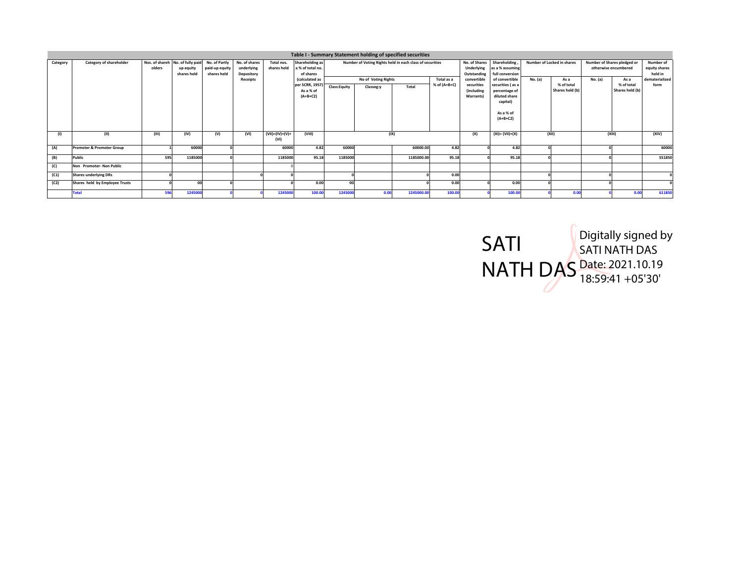## Table I - Summary Statement holding of specified securities

| Category | Category of shareholder | Nos. of shareholders | No. of fully paid up equity shares held | No. of Partly paid-up equity shares held | No. of shares underlying Depository Receipts | Total nos. shares held | Shareholding as a % of total no. of shares (calculated as per SCRR, 1957) As a % of (A+B+C2) | Number of Voting Rights held in each class of securities | | | | No. of Shares Underlying Outstanding convertible securities (including Warrants) | Shareholding , as a % assuming full conversion of convertible securities ( as a percentage of diluted share capital) As a % of (A+B+C2) | Number of Locked in shares | | Number of Shares pledged or otherwise encumbered | | Number of equity shares held in dematerialized form |
|---|---|---|---|---|---|---|---|---|---|---|---|---|---|---|---|---|---|---|
| | | | | | | | | No of Voting Rights | | | Total as a % of (A+B+C) | | | No. (a) | As a % of total Shares held (b) | No. (a) | As a % of total Shares held (b) | |
| | | | | | | | | Class:Equity | Classeg:y | Total | | | | | | | | |
| (I) | (II) | (III) | (IV) | (V) | (VI) | (VII)=(IV)+(V)+(VI) | (VIII) | (IX) | | | | (X) | (XI)= (VII)+(X) | (XII) | | (XIII) | | (XIV) |
| (A) | Promoter & Promoter Group | 1 | 60000 | 0 | | 60000 | 4.82 | 60000 | | 60000.00 | 4.82 | 0 | 4.82 | 0 | | 0 | | 60000 |
| (B) | Public | 595 | 1185000 | 0 | | 1185000 | 95.18 | 1185000 | | 1185000.00 | 95.18 | 0 | 95.18 | 0 | | 0 | | 551850 |
| (C) | Non Promoter- Non Public | | | | | 0 | | | | | | | | | | | | |
| (C1) | Shares underlying DRs | 0 | | | 0 | 0 | | 0 | | 0 | 0.00 | | | 0 | | 0 | | 0 |
| (C2) | Shares held by Employee Trusts | 0 | 00 | 0 | | 0 | 0.00 | 00 | | 0 | 0.00 | 0 | 0.00 | 0 | | 0 | | 0 |
| | Total | 596 | 1245000 | 0 | 0 | 1245000 | 100.00 | 1245000 | 0.00 | 1245000.00 | 100.00 | 0 | 100.00 | 0 | 0.00 | 0 | 0.00 | 611850 |

SATI NATH DAS

Digitally signed by SATI NATH DAS
Date: 2021.10.19 18:59:41 +05'30'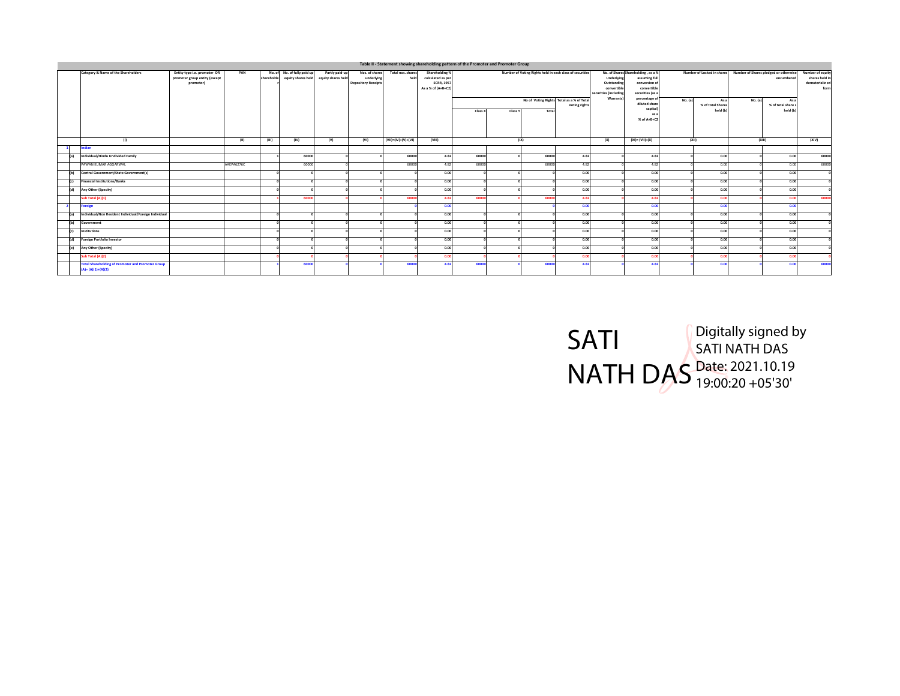## Table II - Statement showing shareholding pattern of the Promoter and Promoter Group

| | Category & Name of the Shareholders | Entity type i.e. promoter OR promoter group entity (except promoter) | PAN | No. of shareholder | No. of fully paid up equity shares held | Partly paid-up equity shares held | Nos. of shares underlying Depository Receipts | Total nos. shares held | Shareholding % calculated as per SCRR, 1957 As a % of (A+B+C2) | Number of Voting Rights held in each class of securities | | | | No. of Shares Underlying Outstanding convertible securities (including Warrants) | Shareholding , as a % assuming full conversion of convertible securities (as a percentage of diluted share capital) as a % of A+B+C2 | Number of Locked in shares | | Number of Shares pledged or otherwise encumbered | | Number of equity shares held in dematerialized form |
|---|---|---|---|---|---|---|---|---|---|---|---|---|---|---|---|---|---|---|---|---|
| | | | | | | | | | | No of Voting Rights | | | Total as a % of Total Voting rights | | | No. (a) | As a % of total Shares held (b) | No. (a) | As a % of total share s held (b) | |
| | | | | | | | | | | Class X | Class Y | Total | | | | | | | | |
| | (I) | | (II) | (III) | (IV) | (V) | (VI) | (VII)=(IV)+(V)+(VI) | (VIII) | (IX) | | | | (X) | (XI)= (VII)+(X) | (XII) | | (XIII) | | (XIV) |
| 1 | Indian | | | | | | | | | | | | | | | | | | | |
| (a) | Individual/Hindu Undivided Family | | | 1 | 60000 | 0 | 0 | 60000 | 4.82 | 60000 | 0 | 60000 | 4.82 | 0 | 4.82 | 0 | 0.00 | 0 | 0.00 | 60000 |
| | PAWAN KUMAR AGGARWAL | | AAEPA6276C | | 60000 | 0 | | 60000 | 4.82 | 60000 | | 60000 | 4.82 | 0 | 4.82 | 0 | 0.00 | 0 | 0.00 | 60000 |
| (b) | Central Government/State Government(s) | | | 0 | 0 | 0 | 0 | 0 | 0.00 | 0 | 0 | 0 | 0.00 | 0 | 0.00 | 0 | 0.00 | 0 | 0.00 | 0 |
| (c) | Financial Institutions/Banks | | | 0 | 0 | 0 | 0 | 0 | 0.00 | 0 | 0 | 0 | 0.00 | 0 | 0.00 | 0 | 0.00 | 0 | 0.00 | 0 |
| (d) | Any Other (Specify) | | | 0 | 0 | 0 | 0 | 0 | 0.00 | 0 | 0 | 0 | 0.00 | 0 | 0.00 | 0 | 0.00 | 0 | 0.00 | 0 |
| | Sub Total (A)(1) | | | 1 | 60000 | 0 | 0 | 60000 | 4.82 | 60000 | 0 | 60000 | 4.82 | 0 | 4.82 | 0 | 0.00 | 0 | 0.00 | 60000 |
| 2 | Foreign | | | | | | | 0 | 0.00 | | | 0 | 0.00 | | 0.00 | | 0.00 | | 0.00 | |
| (a) | Individual/Non Resident Individual/Foreign Individual | | | 0 | 0 | 0 | 0 | 0 | 0.00 | 0 | 0 | 0 | 0.00 | 0 | 0.00 | 0 | 0.00 | 0 | 0.00 | 0 |
| (b) | Government | | | 0 | 0 | 0 | 0 | 0 | 0.00 | 0 | 0 | 0 | 0.00 | 0 | 0.00 | 0 | 0.00 | 0 | 0.00 | 0 |
| (c) | Institutions | | | 0 | 0 | 0 | 0 | 0 | 0.00 | 0 | 0 | 0 | 0.00 | 0 | 0.00 | 0 | 0.00 | 0 | 0.00 | 0 |
| (d) | Foreign Portfolio Investor | | | 0 | 0 | 0 | 0 | 0 | 0.00 | 0 | 0 | 0 | 0.00 | 0 | 0.00 | 0 | 0.00 | 0 | 0.00 | 0 |
| (e) | Any Other (Specify) | | | 0 | 0 | 0 | 0 | 0 | 0.00 | 0 | 0 | 0 | 0.00 | 0 | 0.00 | 0 | 0.00 | 0 | 0.00 | 0 |
| | Sub Total (A)(2) | | | 0 | 0 | 0 | 0 | 0 | 0.00 | 0 | 0 | 0 | 0.00 | 0 | 0.00 | 0 | 0.00 | 0 | 0.00 | 0 |
| | Total Shareholding of Promoter and Promoter Group (A)= (A)(1)+(A)(2) | | | 1 | 60000 | 0 | 0 | 60000 | 4.82 | 60000 | 0 | 60000 | 4.82 | 0 | 4.82 | 0 | 0.00 | 0 | 0.00 | 60000 |

SATI NATH DAS

Digitally signed by SATI NATH DAS
Date: 2021.10.19 19:00:20 +05'30'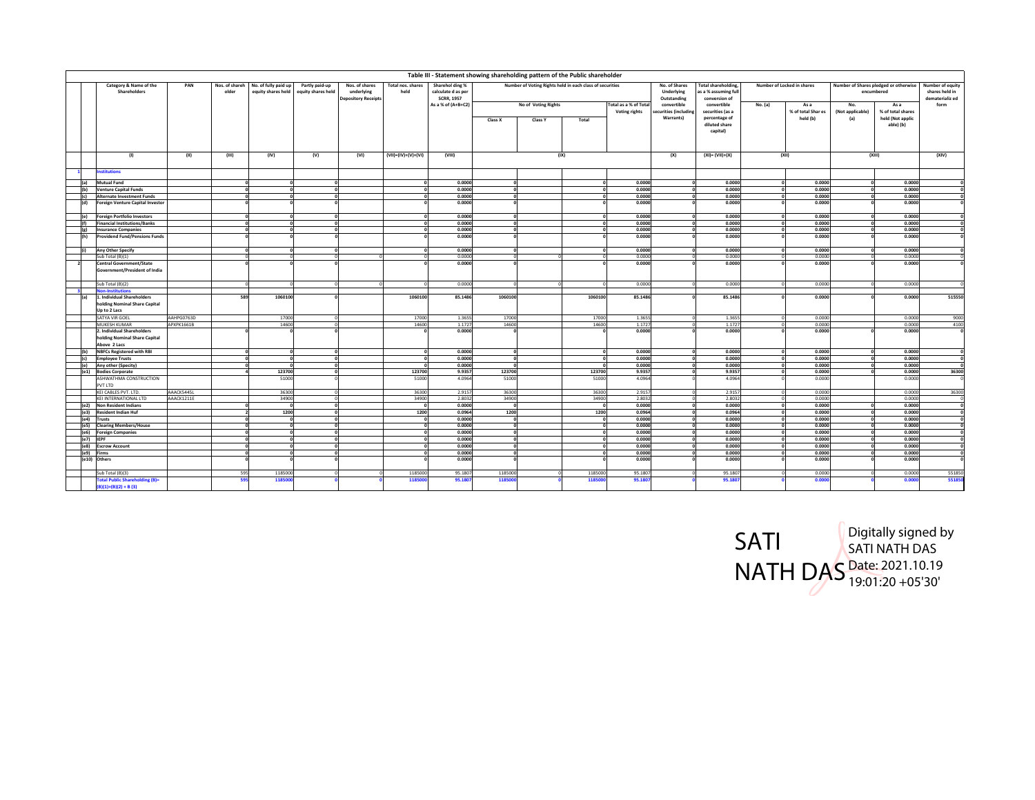## Table III - Statement showing shareholding pattern of the Public shareholder

| | Category & Name of the Shareholders | PAN | Nos. of shareholder | No. of fully paid up equity shares held | Partly paid-up equity shares held | Nos. of shares underlying Depository Receipts | Total nos. shares held | Shareholding % calculate d as per SCRR, 1957 As a % of (A+B+C2) | Number of Voting Rights held in each class of securities | | | | No. of Shares Underlying Outstanding convertible securities (including Warrants) | Total shareholding, as a % assuming full conversion of convertible securities (as a percentage of diluted share capital) | Number of Locked in shares | | Number of Shares pledged or otherwise encumbered | | Number of equity shares held in dematerializ ed form |
|---|---|---|---|---|---|---|---|---|---|---|---|---|---|---|---|---|---|---|---|
| | | | | | | | | | No of Voting Rights | | | Total as a % of Total Voting rights | | | No. (a) | As a % of total Shar es held (b) | No. (Not applicable) (a) | As a % of total shares held (Not applic able) (b) | |
| | | | | | | | | | Class X | Class Y | Total | | | | | | | | |
| | (I) | (II) | (III) | (IV) | (V) | (VI) | (VII)=(IV)+(V)+(VI) | (VIII) | (IX) | | | | (X) | (XI)= (VII)+(X) | (XII) | | (XIII) | | (XIV) |
| 1 | **Institutions** | | | | | | | | | | | | | | | | | | |
| (a) | **Mutual Fund** | | 0 | 0 | 0 | | 0 | 0.0000 | 0 | | 0 | 0.0000 | 0 | 0.0000 | 0 | 0.0000 | 0 | 0.0000 | 0 |
| (b) | **Venture Capital Funds** | | 0 | 0 | 0 | | 0 | 0.0000 | 0 | | 0 | 0.0000 | 0 | 0.0000 | 0 | 0.0000 | 0 | 0.0000 | 0 |
| (c) | **Alternate Investment Funds** | | 0 | 0 | 0 | | 0 | 0.0000 | 0 | | 0 | 0.0000 | 0 | 0.0000 | 0 | 0.0000 | 0 | 0.0000 | 0 |
| (d) | **Foreign Venture Capital Investor** | | 0 | 0 | 0 | | 0 | 0.0000 | 0 | | 0 | 0.0000 | 0 | 0.0000 | 0 | 0.0000 | 0 | 0.0000 | 0 |
| (e) | **Foreign Portfolio Investors** | | 0 | 0 | 0 | | 0 | 0.0000 | 0 | | 0 | 0.0000 | 0 | 0.0000 | 0 | 0.0000 | 0 | 0.0000 | 0 |
| (f) | **Financial Institutions/Banks** | | 0 | 0 | 0 | | 0 | 0.0000 | 0 | | 0 | 0.0000 | 0 | 0.0000 | 0 | 0.0000 | 0 | 0.0000 | 0 |
| (g) | **Insurance Companies** | | 0 | 0 | 0 | | 0 | 0.0000 | 0 | | 0 | 0.0000 | 0 | 0.0000 | 0 | 0.0000 | 0 | 0.0000 | 0 |
| (h) | **Providend Fund/Pensions Funds** | | 0 | 0 | 0 | | 0 | 0.0000 | 0 | | 0 | 0.0000 | 0 | 0.0000 | 0 | 0.0000 | 0 | 0.0000 | 0 |
| (i) | **Any Other Specify** | | 0 | 0 | 0 | | 0 | 0.0000 | 0 | | 0 | 0.0000 | 0 | 0.0000 | 0 | 0.0000 | 0 | 0.0000 | 0 |
| | Sub Total (B)(1) | | 0 | 0 | 0 | 0 | 0 | 0.0000 | 0 | 0 | 0 | 0.0000 | 0 | 0.0000 | 0 | 0.0000 | 0 | 0.0000 | 0 |
| 2 | **Central Government/State Government/President of India** | | 0 | 0 | 0 | | 0 | 0.0000 | 0 | | 0 | 0.0000 | 0 | 0.0000 | 0 | 0.0000 | 0 | 0.0000 | 0 |
| | Sub Total (B)(2) | | 0 | 0 | 0 | 0 | 0 | 0.0000 | 0 | 0 | 0 | 0.0000 | 0 | 0.0000 | 0 | 0.0000 | 0 | 0.0000 | 0 |
| 3 | **Non-Institutions** | | | | | | | | | | | | | | | | | | |
| (a) | **1. Individual Shareholders holding Nominal Share Capital Up to 2 Lacs** | | 589 | 1060100 | 0 | | 1060100 | 85.1486 | 1060100 | | 1060100 | 85.1486 | 0 | 85.1486 | 0 | 0.0000 | 0 | 0.0000 | 515550 |
| | SATYA VIR GOEL | AAHPG0763D | | 17000 | 0 | | 17000 | 1.3655 | 17000 | | 17000 | 1.3655 | 0 | 1.3655 | 0 | 0.0000 | | 0.0000 | 9000 |
| | MUKESH KUMAR | APXPK1661B | | 14600 | 0 | | 14600 | 1.1727 | 14600 | | 14600 | 1.1727 | 0 | 1.1727 | 0 | 0.0000 | | 0.0000 | 4100 |
| | **2. Individual Shareholders holding Nominal Share Capital Above 2 Lacs** | | 0 | 0 | 0 | | 0 | 0.0000 | 0 | | 0 | 0.0000 | 0 | 0.0000 | 0 | 0.0000 | 0 | 0.0000 | 0 |
| (b) | **NBFCs Registered with RBI** | | 0 | 0 | 0 | | 0 | 0.0000 | 0 | | 0 | 0.0000 | 0 | 0.0000 | 0 | 0.0000 | 0 | 0.0000 | 0 |
| (c) | **Employee Trusts** | | 0 | 0 | 0 | | 0 | 0.0000 | 0 | | 0 | 0.0000 | 0 | 0.0000 | 0 | 0.0000 | 0 | 0.0000 | 0 |
| (e) | **Any other (Specify)** | | 0 | 0 | 0 | | 0 | 0.0000 | 0 | | 0 | 0.0000 | 0 | 0.0000 | 0 | 0.0000 | 0 | 0.0000 | 0 |
| (e1) | **Bodies Corporate** | | 4 | 123700 | 0 | | 123700 | 9.9357 | 123700 | | 123700 | 9.9357 | 0 | 9.9357 | 0 | 0.0000 | 0 | 0.0000 | 36300 |
| | ASHWATHMA CONSTRUCTION PVT LTD | | | 51000 | 0 | | 51000 | 4.0964 | 51000 | | 51000 | 4.0964 | 0 | 4.0964 | 0 | 0.0000 | | 0.0000 | 0 |
| | KEI CABLES PVT. LTD. | AAACK5445L | | 36300 | 0 | | 36300 | 2.9157 | 36300 | | 36300 | 2.9157 | 0 | 2.9157 | 0 | 0.0000 | | 0.0000 | 36300 |
| | KEI INTERNATIONAL LTD | AAACK1211E | | 34900 | 0 | | 34900 | 2.8032 | 34900 | | 34900 | 2.8032 | 0 | 2.8032 | 0 | 0.0000 | | 0.0000 | 0 |
| (e2) | **Non Resident Indians** | | 0 | 0 | 0 | | 0 | 0.0000 | 0 | | 0 | 0.0000 | 0 | 0.0000 | 0 | 0.0000 | 0 | 0.0000 | 0 |
| (e3) | **Resident Indian Huf** | | 2 | 1200 | 0 | | 1200 | 0.0964 | 1200 | | 1200 | 0.0964 | 0 | 0.0964 | 0 | 0.0000 | 0 | 0.0000 | 0 |
| (e4) | **Trusts** | | 0 | 0 | 0 | | 0 | 0.0000 | 0 | | 0 | 0.0000 | 0 | 0.0000 | 0 | 0.0000 | 0 | 0.0000 | 0 |
| (e5) | **Clearing Members/House** | | 0 | 0 | 0 | | 0 | 0.0000 | 0 | | 0 | 0.0000 | 0 | 0.0000 | 0 | 0.0000 | 0 | 0.0000 | 0 |
| (e6) | **Foreign Companies** | | 0 | 0 | 0 | | 0 | 0.0000 | 0 | | 0 | 0.0000 | 0 | 0.0000 | 0 | 0.0000 | 0 | 0.0000 | 0 |
| (e7) | **IEPF** | | 0 | 0 | 0 | | 0 | 0.0000 | 0 | | 0 | 0.0000 | 0 | 0.0000 | 0 | 0.0000 | 0 | 0.0000 | 0 |
| (e8) | **Escrow Account** | | 0 | 0 | 0 | | 0 | 0.0000 | 0 | | 0 | 0.0000 | 0 | 0.0000 | 0 | 0.0000 | 0 | 0.0000 | 0 |
| (e9) | **Firms** | | 0 | 0 | 0 | | 0 | 0.0000 | 0 | | 0 | 0.0000 | 0 | 0.0000 | 0 | 0.0000 | 0 | 0.0000 | 0 |
| (e10) | **Others** | | 0 | 0 | 0 | | 0 | 0.0000 | 0 | | 0 | 0.0000 | 0 | 0.0000 | 0 | 0.0000 | 0 | 0.0000 | 0 |
| | Sub Total (B)(3) | | 595 | 1185000 | 0 | 0 | 1185000 | 95.1807 | 1185000 | 0 | 1185000 | 95.1807 | 0 | 95.1807 | 0 | 0.0000 | 0 | 0.0000 | 551850 |
| | **Total Public Shareholding (B)= (B)(1)+(B)(2) + B (3)** | | 595 | 1185000 | 0 | 0 | 1185000 | 95.1807 | 1185000 | 0 | 1185000 | 95.1807 | 0 | 95.1807 | 0 | 0.0000 | 0 | 0.0000 | 551850 |

SATI NATH DAS

Digitally signed by SATI NATH DAS
Date: 2021.10.19 19:01:20 +05'30'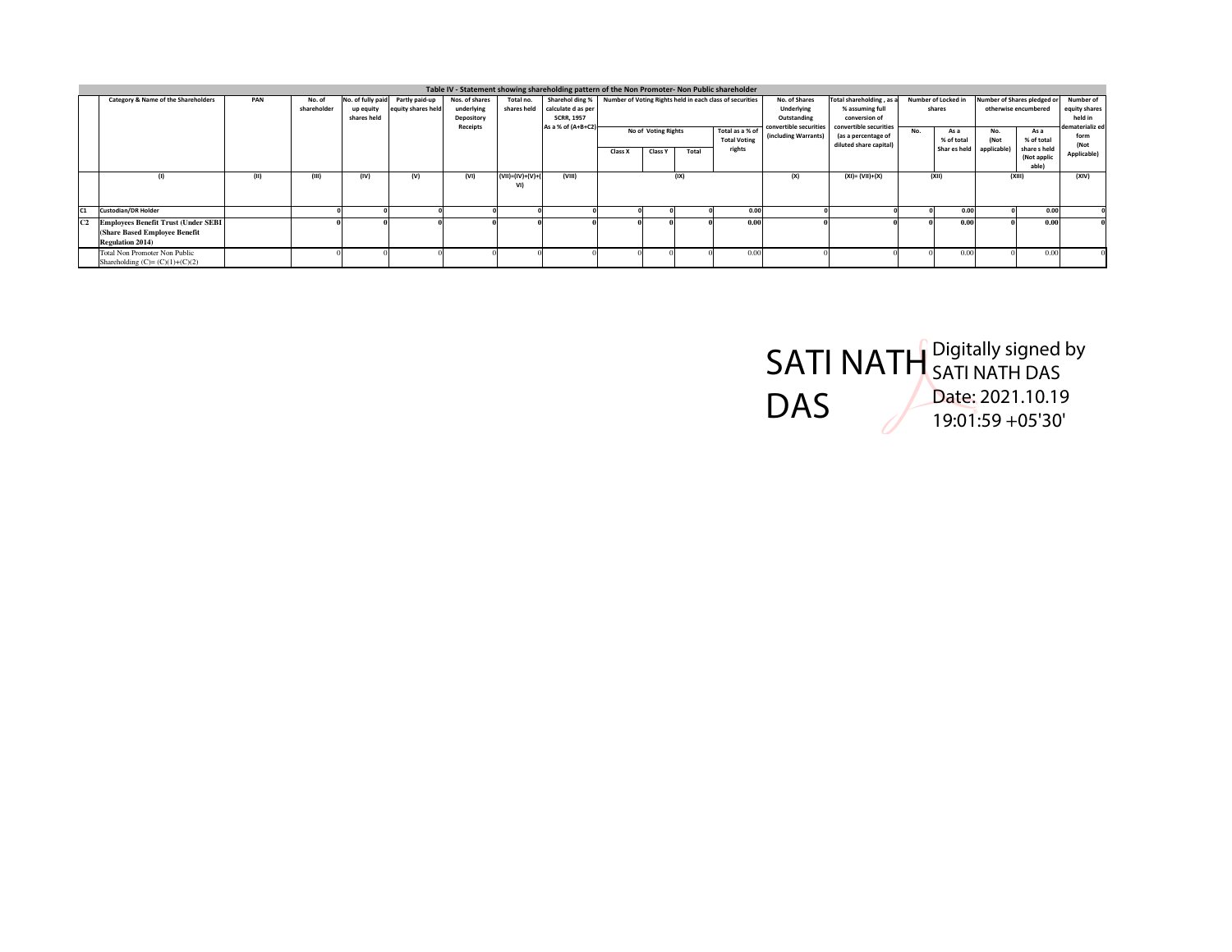## Table IV - Statement showing shareholding pattern of the Non Promoter- Non Public shareholder

| | Category & Name of the Shareholders | PAN | No. of shareholder | No. of fully paid up equity shares held | Partly paid-up equity shares held | Nos. of shares underlying Depository Receipts | Total no. shares held | Sharehol ding % calculate d as per SCRR, 1957 As a % of (A+B+C2) | Number of Voting Rights held in each class of securities | | | | No. of Shares Underlying Outstanding convertible securities (including Warrants) | Total shareholding , as a % assuming full conversion of convertible securities (as a percentage of diluted share capital) | Number of Locked in shares | | Number of Shares pledged or otherwise encumbered | | Number of equity shares held in dematerializ ed form (Not Applicable) |
|---|---|---|---|---|---|---|---|---|---|---|---|---|---|---|---|---|---|---|---|
| | | | | | | | | | No of Voting Rights | | | Total as a % of Total Voting rights | | | No. | As a % of total Shar es held | No. (Not applicable) | As a % of total share s held (Not applic able) | |
| | | | | | | | | | Class X | Class Y | Total | | | | | | | | |
| | (I) | (II) | (III) | (IV) | (V) | (VI) | (VII)=(IV)+(V)+(VI) | (VIII) | (IX) | | | | (X) | (XI)= (VII)+(X) | (XII) | | (XIII) | | (XIV) |
| C1 | Custodian/DR Holder | | 0 | 0 | 0 | 0 | 0 | 0 | 0 | 0 | 0 | 0.00 | 0 | 0 | 0 | 0.00 | 0 | 0.00 | 0 |
| C2 | **Employees Benefit Trust (Under SEBI (Share Based Employee Benefit Regulation 2014)** | | **0** | **0** | **0** | **0** | **0** | **0** | **0** | **0** | **0** | **0.00** | **0** | **0** | **0** | **0.00** | **0** | **0.00** | **0** |
| | Total Non Promoter Non Public Shareholding (C)= (C)(1)+(C)(2) | | 0 | 0 | 0 | 0 | 0 | 0 | 0 | 0 | 0 | 0.00 | 0 | 0 | 0 | 0.00 | 0 | 0.00 | 0 |

SATI NATH DAS

Digitally signed by SATI NATH DAS
Date: 2021.10.19 19:01:59 +05'30'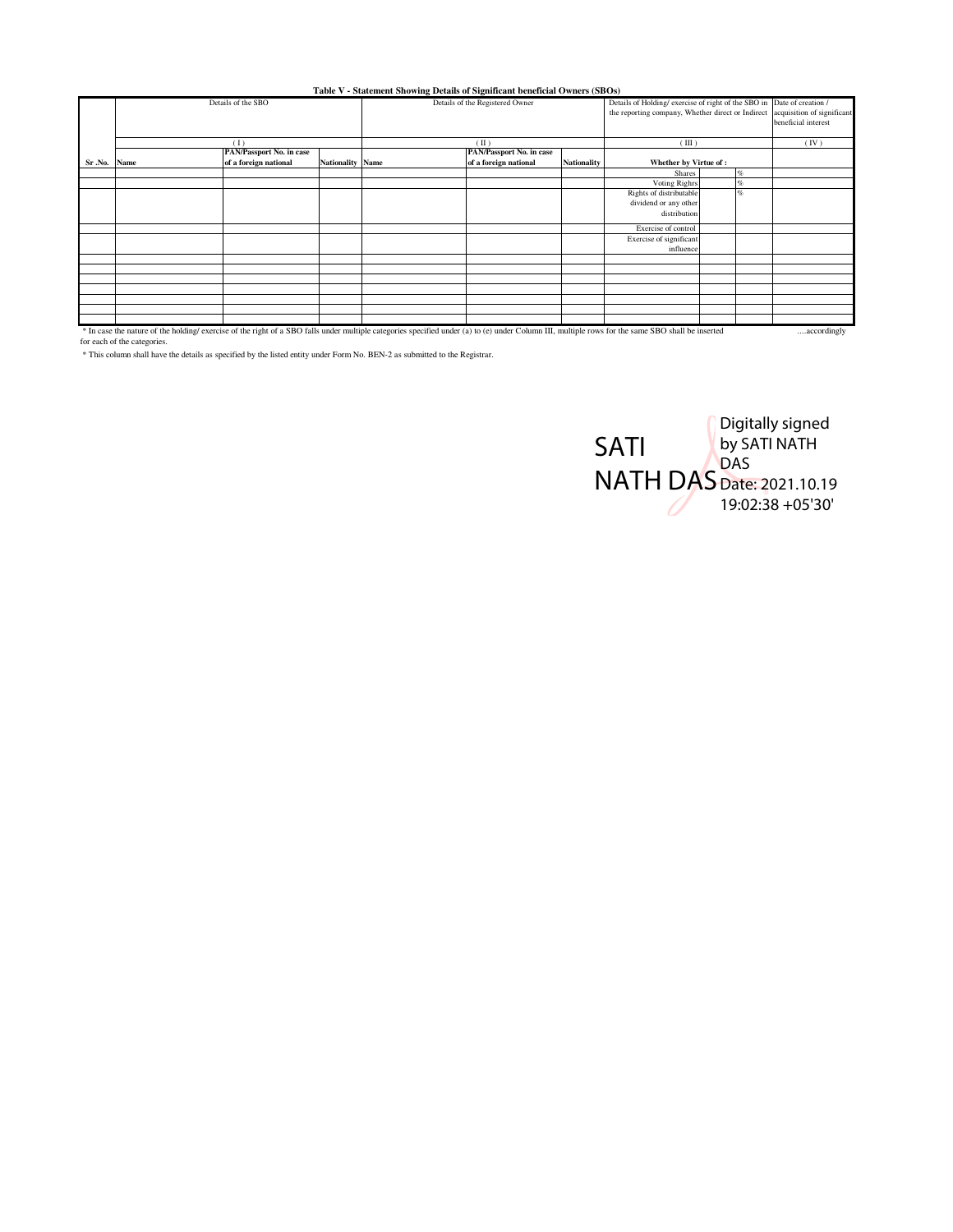**Table V - Statement Showing Details of Significant beneficial Owners (SBOs)**

| | Details of the SBO | | | Details of the Registered Owner | | | Details of Holding/ exercise of right of the SBO in the reporting company, Whether direct or Indirect | | | Date of creation / acquisition of significant beneficial interest |
|---|---|---|---|---|---|---|---|---|---|---|
| | ( I ) | | | ( II ) | | | ( III ) | | | ( IV ) |
| **Sr .No.** | **Name** | **PAN/Passport No. in case of a foreign national** | **Nationality** | **Name** | **PAN/Passport No. in case of a foreign national** | **Nationality** | **Whether by Virtue of :** | | | |
| | | | | | | | Shares | | % | |
| | | | | | | | Voting Righrs | | % | |
| | | | | | | | Rights of distributable dividend or any other distribution | | % | |
| | | | | | | | Exercise of control | | | |
| | | | | | | | Exercise of significant influence | | | |
| | | | | | | | | | | |
| | | | | | | | | | | |
| | | | | | | | | | | |
| | | | | | | | | | | |
| | | | | | | | | | | |
| | | | | | | | | | | |
| | | | | | | | | | | |

* In case the nature of the holding/ exercise of the right of a SBO falls under multiple categories specified under (a) to (e) under Column III, multiple rows for the same SBO shall be inserted ....accordingly for each of the categories.

* This column shall have the details as specified by the listed entity under Form No. BEN-2 as submitted to the Registrar.

SATI NATH DAS

Digitally signed by SATI NATH DAS
Date: 2021.10.19 19:02:38 +05'30'